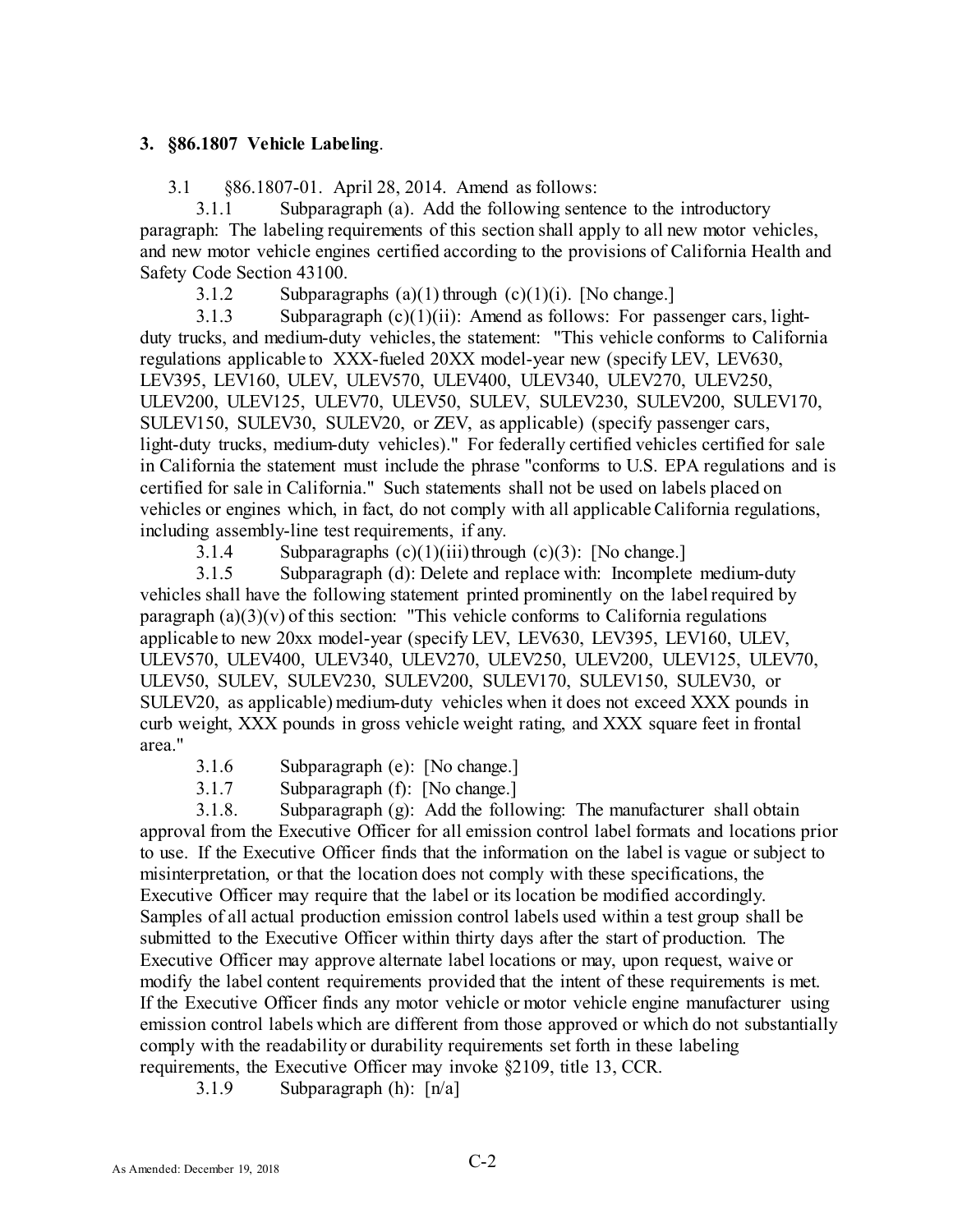### 3. §86.1807 Vehicle Labeling.

3.1 §86.1807-01. April 28, 2014. Amend as follows:

3.1.1 Subparagraph (a). Add the following sentence to the introductory paragraph: The labeling requirements of this section shall apply to all new motor vehicles, and new motor vehicle engines certified according to the provisions of California Health and Safety Code Section 43100.

3.1.2 Subparagraphs (a)(1) through (c)(1)(i). [No change.]

3.1.3 Subparagraph (c)(1)(ii): Amend as follows: For passenger cars, light-duty trucks, and medium-duty vehicles, the statement: "This vehicle conforms to California regulations applicable to XXX-fueled 20XX model-year new (specify LEV, LEV630, LEV395, LEV160, ULEV, ULEV570, ULEV400, ULEV340, ULEV270, ULEV250, ULEV200, ULEV125, ULEV70, ULEV50, SULEV, SULEV230, SULEV200, SULEV170, SULEV150, SULEV30, SULEV20, or ZEV, as applicable) (specify passenger cars, light-duty trucks, medium-duty vehicles)." For federally certified vehicles certified for sale in California the statement must include the phrase "conforms to U.S. EPA regulations and is certified for sale in California." Such statements shall not be used on labels placed on vehicles or engines which, in fact, do not comply with all applicable California regulations, including assembly-line test requirements, if any.

3.1.4 Subparagraphs (c)(1)(iii) through (c)(3): [No change.]

3.1.5 Subparagraph (d): Delete and replace with: Incomplete medium-duty vehicles shall have the following statement printed prominently on the label required by paragraph (a)(3)(v) of this section: "This vehicle conforms to California regulations applicable to new 20xx model-year (specify LEV, LEV630, LEV395, LEV160, ULEV, ULEV570, ULEV400, ULEV340, ULEV270, ULEV250, ULEV200, ULEV125, ULEV70, ULEV50, SULEV, SULEV230, SULEV200, SULEV170, SULEV150, SULEV30, or SULEV20, as applicable) medium-duty vehicles when it does not exceed XXX pounds in curb weight, XXX pounds in gross vehicle weight rating, and XXX square feet in frontal area."

3.1.6 Subparagraph (e): [No change.]

3.1.7 Subparagraph (f): [No change.]

3.1.8. Subparagraph (g): Add the following: The manufacturer shall obtain approval from the Executive Officer for all emission control label formats and locations prior to use. If the Executive Officer finds that the information on the label is vague or subject to misinterpretation, or that the location does not comply with these specifications, the Executive Officer may require that the label or its location be modified accordingly. Samples of all actual production emission control labels used within a test group shall be submitted to the Executive Officer within thirty days after the start of production. The Executive Officer may approve alternate label locations or may, upon request, waive or modify the label content requirements provided that the intent of these requirements is met. If the Executive Officer finds any motor vehicle or motor vehicle engine manufacturer using emission control labels which are different from those approved or which do not substantially comply with the readability or durability requirements set forth in these labeling requirements, the Executive Officer may invoke §2109, title 13, CCR.

3.1.9 Subparagraph (h): [n/a]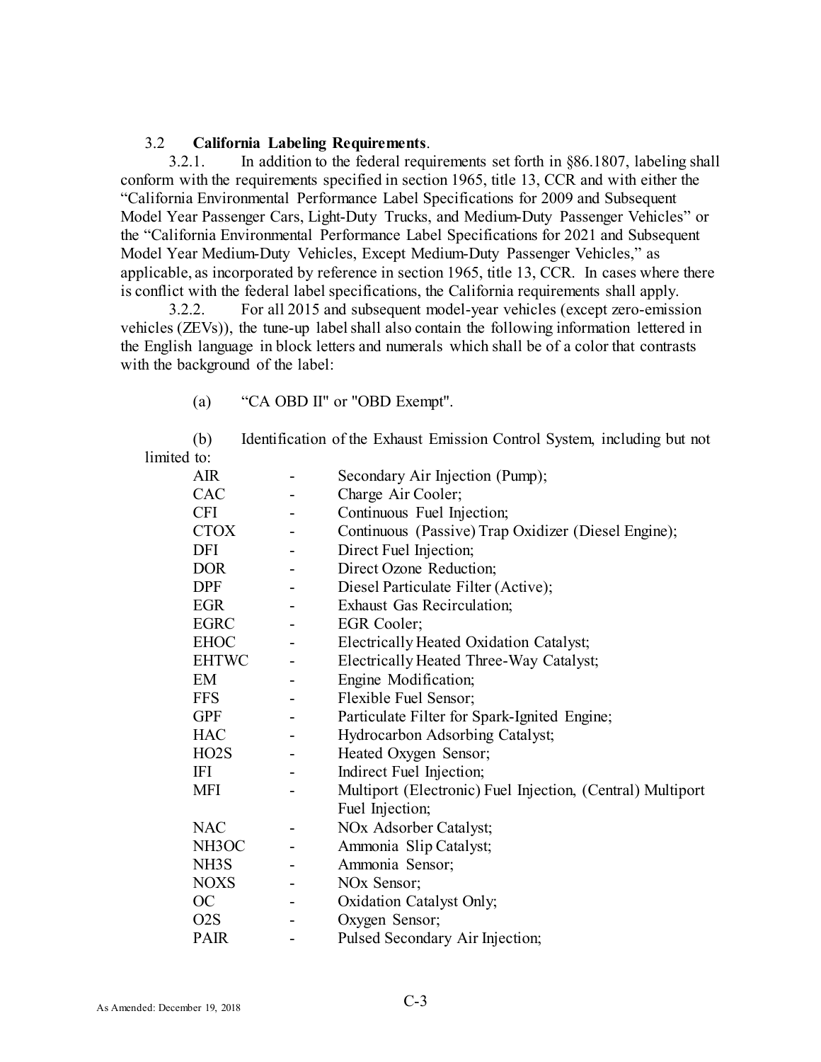3.2 **California Labeling Requirements**.

3.2.1. In addition to the federal requirements set forth in §86.1807, labeling shall conform with the requirements specified in section 1965, title 13, CCR and with either the "California Environmental Performance Label Specifications for 2009 and Subsequent Model Year Passenger Cars, Light-Duty Trucks, and Medium-Duty Passenger Vehicles" or the "California Environmental Performance Label Specifications for 2021 and Subsequent Model Year Medium-Duty Vehicles, Except Medium-Duty Passenger Vehicles," as applicable, as incorporated by reference in section 1965, title 13, CCR. In cases where there is conflict with the federal label specifications, the California requirements shall apply.

3.2.2. For all 2015 and subsequent model-year vehicles (except zero-emission vehicles (ZEVs)), the tune-up label shall also contain the following information lettered in the English language in block letters and numerals which shall be of a color that contrasts with the background of the label:

(a) "CA OBD II" or "OBD Exempt".

(b) Identification of the Exhaust Emission Control System, including but not limited to:

| | | |
|---|---|---|
| AIR | - | Secondary Air Injection (Pump); |
| CAC | - | Charge Air Cooler; |
| CFI | - | Continuous Fuel Injection; |
| CTOX | - | Continuous (Passive) Trap Oxidizer (Diesel Engine); |
| DFI | - | Direct Fuel Injection; |
| DOR | - | Direct Ozone Reduction; |
| DPF | - | Diesel Particulate Filter (Active); |
| EGR | - | Exhaust Gas Recirculation; |
| EGRC | - | EGR Cooler; |
| EHOC | - | Electrically Heated Oxidation Catalyst; |
| EHTWC | - | Electrically Heated Three-Way Catalyst; |
| EM | - | Engine Modification; |
| FFS | - | Flexible Fuel Sensor; |
| GPF | - | Particulate Filter for Spark-Ignited Engine; |
| HAC | - | Hydrocarbon Adsorbing Catalyst; |
| HO2S | - | Heated Oxygen Sensor; |
| IFI | - | Indirect Fuel Injection; |
| MFI | - | Multiport (Electronic) Fuel Injection, (Central) Multiport Fuel Injection; |
| NAC | - | NOx Adsorber Catalyst; |
| NH3OC | - | Ammonia Slip Catalyst; |
| NH3S | - | Ammonia Sensor; |
| NOXS | - | NOx Sensor; |
| OC | - | Oxidation Catalyst Only; |
| O2S | - | Oxygen Sensor; |
| PAIR | - | Pulsed Secondary Air Injection; |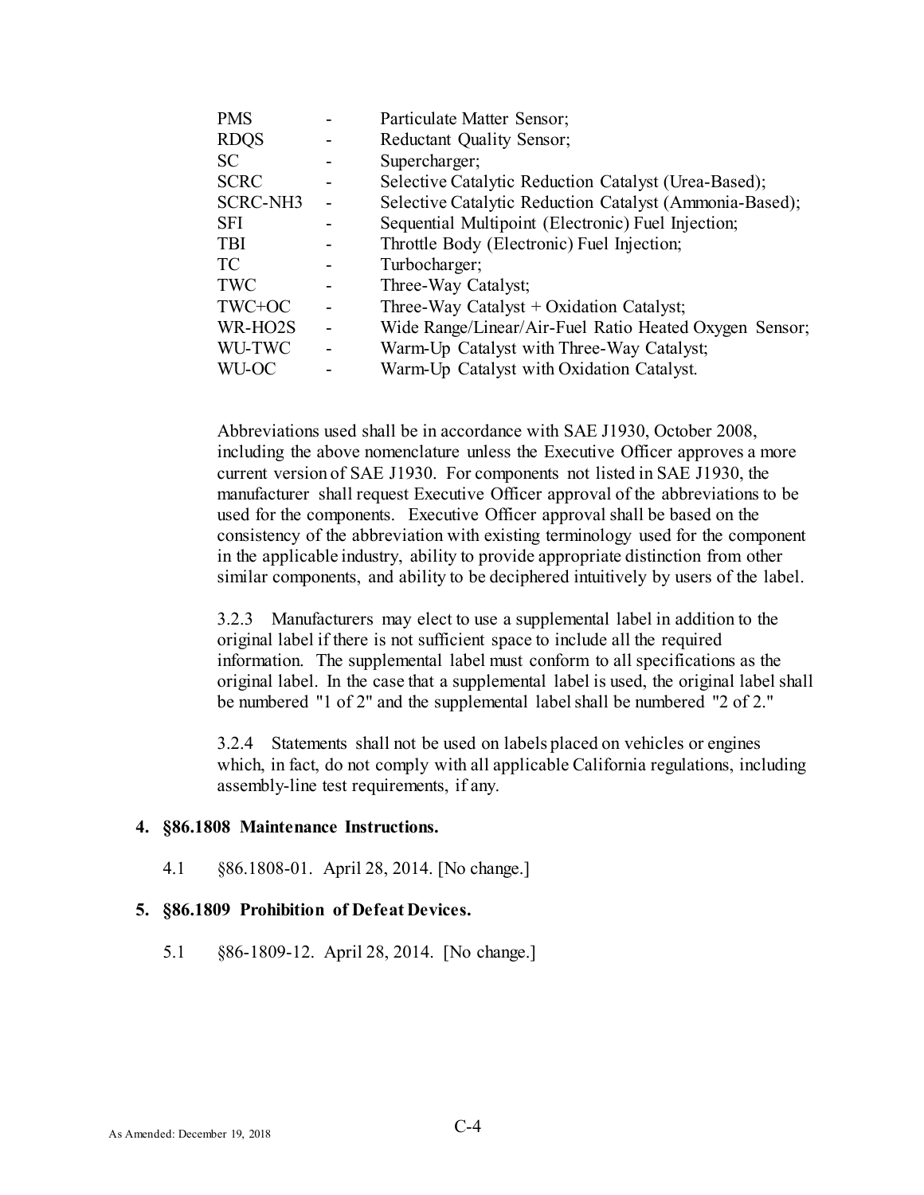| | | |
|---|---|---|
| PMS | - | Particulate Matter Sensor; |
| RDQS | - | Reductant Quality Sensor; |
| SC | - | Supercharger; |
| SCRC | - | Selective Catalytic Reduction Catalyst (Urea-Based); |
| SCRC-NH3 | - | Selective Catalytic Reduction Catalyst (Ammonia-Based); |
| SFI | - | Sequential Multipoint (Electronic) Fuel Injection; |
| TBI | - | Throttle Body (Electronic) Fuel Injection; |
| TC | - | Turbocharger; |
| TWC | - | Three-Way Catalyst; |
| TWC+OC | - | Three-Way Catalyst + Oxidation Catalyst; |
| WR-HO2S | - | Wide Range/Linear/Air-Fuel Ratio Heated Oxygen Sensor; |
| WU-TWC | - | Warm-Up Catalyst with Three-Way Catalyst; |
| WU-OC | - | Warm-Up Catalyst with Oxidation Catalyst. |

Abbreviations used shall be in accordance with SAE J1930, October 2008, including the above nomenclature unless the Executive Officer approves a more current version of SAE J1930. For components not listed in SAE J1930, the manufacturer shall request Executive Officer approval of the abbreviations to be used for the components. Executive Officer approval shall be based on the consistency of the abbreviation with existing terminology used for the component in the applicable industry, ability to provide appropriate distinction from other similar components, and ability to be deciphered intuitively by users of the label.

3.2.3 Manufacturers may elect to use a supplemental label in addition to the original label if there is not sufficient space to include all the required information. The supplemental label must conform to all specifications as the original label. In the case that a supplemental label is used, the original label shall be numbered "1 of 2" and the supplemental label shall be numbered "2 of 2."

3.2.4 Statements shall not be used on labels placed on vehicles or engines which, in fact, do not comply with all applicable California regulations, including assembly-line test requirements, if any.

**4. §86.1808 Maintenance Instructions.**

4.1 §86.1808-01. April 28, 2014. [No change.]

**5. §86.1809 Prohibition of Defeat Devices.**

5.1 §86-1809-12. April 28, 2014. [No change.]